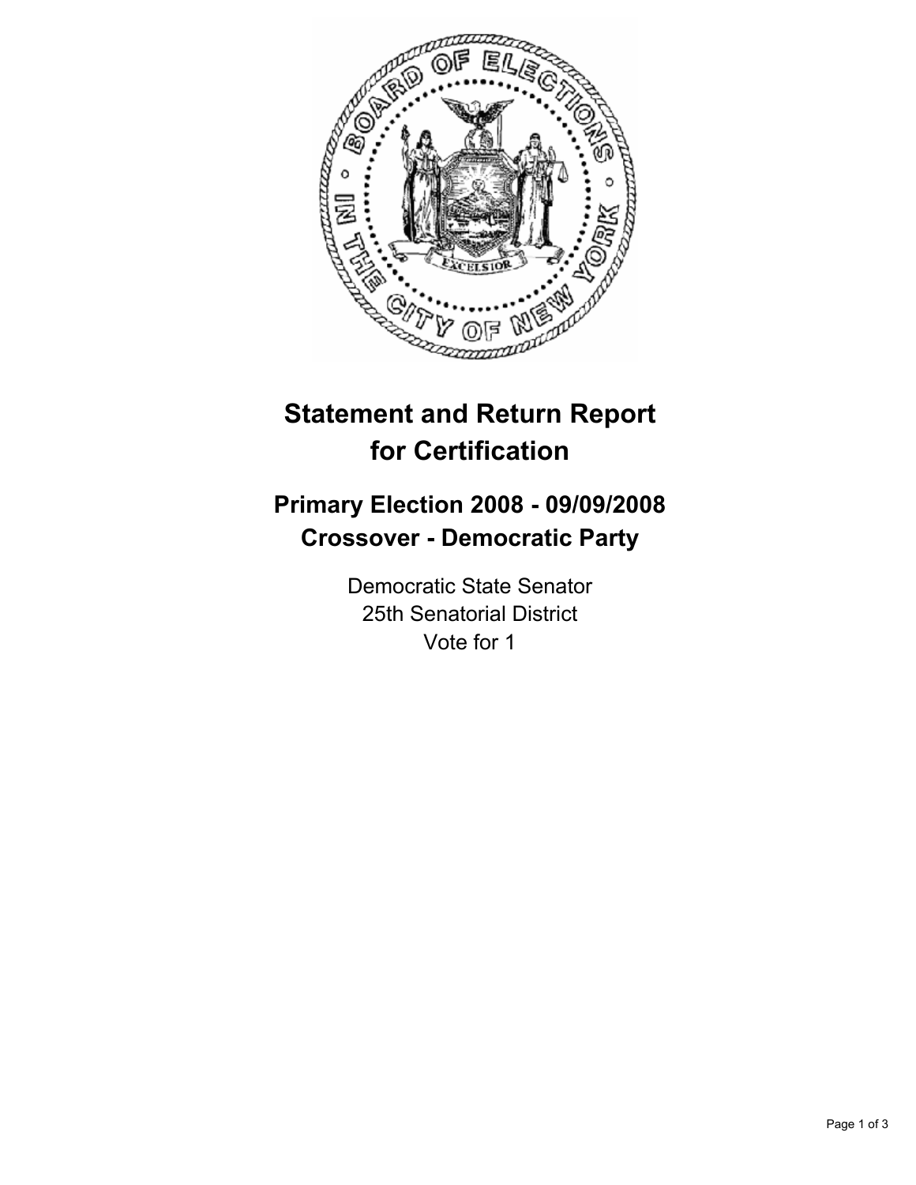# Statement and Return Report for Certification

## Primary Election 2008 - 09/09/2008
## Crossover - Democratic Party

Democratic State Senator
25th Senatorial District
Vote for 1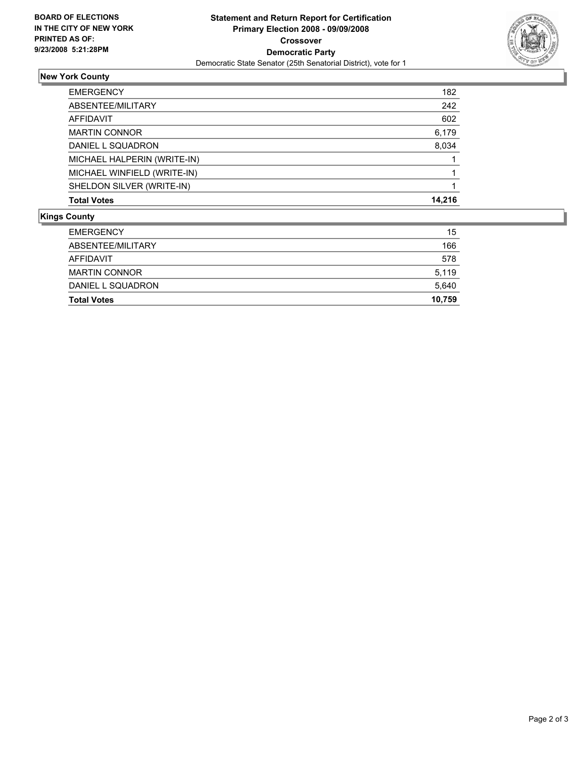**BOARD OF ELECTIONS IN THE CITY OF NEW YORK PRINTED AS OF: 9/23/2008 5:21:28PM**

# Statement and Return Report for Certification
## Primary Election 2008 - 09/09/2008
## Crossover
## Democratic Party
Democratic State Senator (25th Senatorial District), vote for 1

### New York County

| | |
|---|---|
| EMERGENCY | 182 |
| ABSENTEE/MILITARY | 242 |
| AFFIDAVIT | 602 |
| MARTIN CONNOR | 6,179 |
| DANIEL L SQUADRON | 8,034 |
| MICHAEL HALPERIN (WRITE-IN) | 1 |
| MICHAEL WINFIELD (WRITE-IN) | 1 |
| SHELDON SILVER (WRITE-IN) | 1 |
| **Total Votes** | **14,216** |

### Kings County

| | |
|---|---|
| EMERGENCY | 15 |
| ABSENTEE/MILITARY | 166 |
| AFFIDAVIT | 578 |
| MARTIN CONNOR | 5,119 |
| DANIEL L SQUADRON | 5,640 |
| **Total Votes** | **10,759** |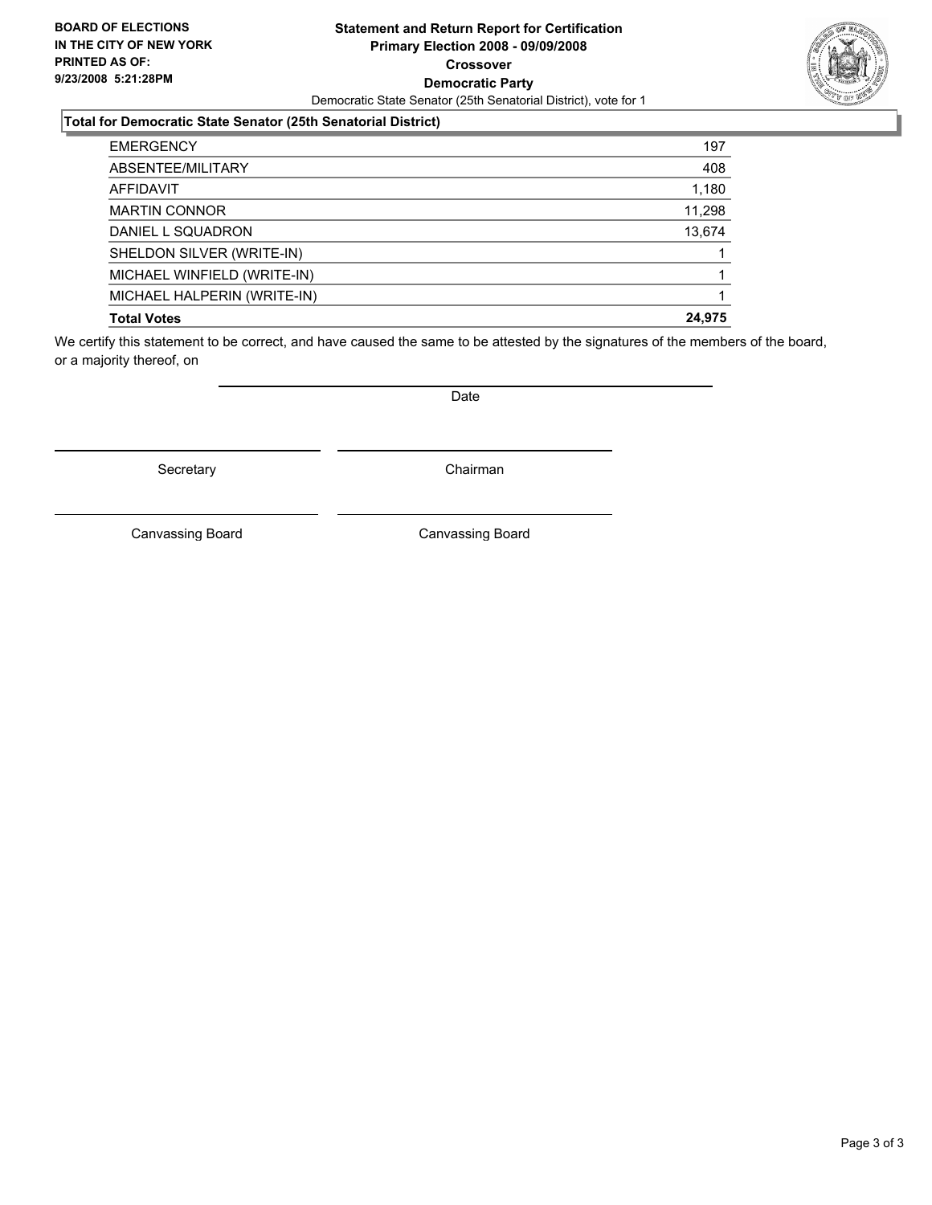**BOARD OF ELECTIONS IN THE CITY OF NEW YORK PRINTED AS OF: 9/23/2008 5:21:28PM**

**Statement and Return Report for Certification**
**Primary Election 2008 - 09/09/2008**
**Crossover**
**Democratic Party**
Democratic State Senator (25th Senatorial District), vote for 1

**Total for Democratic State Senator (25th Senatorial District)**

| | |
|---|---|
| EMERGENCY | 197 |
| ABSENTEE/MILITARY | 408 |
| AFFIDAVIT | 1,180 |
| MARTIN CONNOR | 11,298 |
| DANIEL L SQUADRON | 13,674 |
| SHELDON SILVER (WRITE-IN) | 1 |
| MICHAEL WINFIELD (WRITE-IN) | 1 |
| MICHAEL HALPERIN (WRITE-IN) | 1 |
| **Total Votes** | **24,975** |

We certify this statement to be correct, and have caused the same to be attested by the signatures of the members of the board, or a majority thereof, on

Date

Secretary

Chairman

Canvassing Board

Canvassing Board